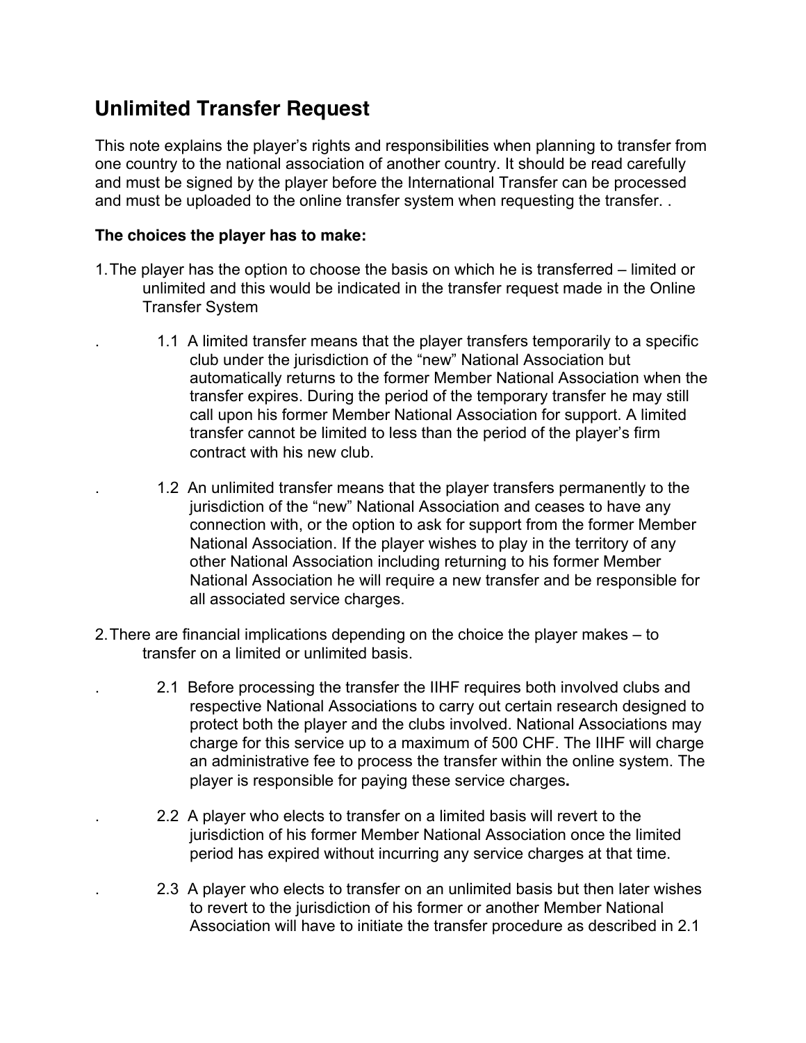# Unlimited Transfer Request

This note explains the player's rights and responsibilities when planning to transfer from one country to the national association of another country. It should be read carefully and must be signed by the player before the International Transfer can be processed and must be uploaded to the online transfer system when requesting the transfer. .

**The choices the player has to make:**

1. The player has the option to choose the basis on which he is transferred – limited or unlimited and this would be indicated in the transfer request made in the Online Transfer System

   1.1 A limited transfer means that the player transfers temporarily to a specific club under the jurisdiction of the "new" National Association but automatically returns to the former Member National Association when the transfer expires. During the period of the temporary transfer he may still call upon his former Member National Association for support. A limited transfer cannot be limited to less than the period of the player's firm contract with his new club.

   1.2 An unlimited transfer means that the player transfers permanently to the jurisdiction of the "new" National Association and ceases to have any connection with, or the option to ask for support from the former Member National Association. If the player wishes to play in the territory of any other National Association including returning to his former Member National Association he will require a new transfer and be responsible for all associated service charges.

2. There are financial implications depending on the choice the player makes – to transfer on a limited or unlimited basis.

   2.1 Before processing the transfer the IIHF requires both involved clubs and respective National Associations to carry out certain research designed to protect both the player and the clubs involved. National Associations may charge for this service up to a maximum of 500 CHF. The IIHF will charge an administrative fee to process the transfer within the online system. The player is responsible for paying these service charges**.**

   2.2 A player who elects to transfer on a limited basis will revert to the jurisdiction of his former Member National Association once the limited period has expired without incurring any service charges at that time.

   2.3 A player who elects to transfer on an unlimited basis but then later wishes to revert to the jurisdiction of his former or another Member National Association will have to initiate the transfer procedure as described in 2.1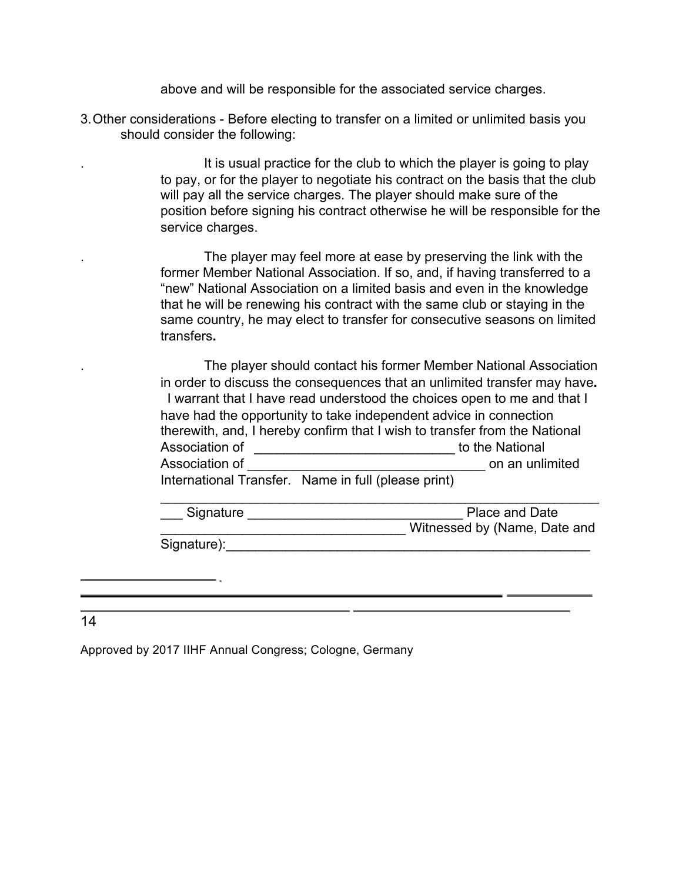above and will be responsible for the associated service charges.

3. Other considerations - Before electing to transfer on a limited or unlimited basis you should consider the following:

- It is usual practice for the club to which the player is going to play to pay, or for the player to negotiate his contract on the basis that the club will pay all the service charges. The player should make sure of the position before signing his contract otherwise he will be responsible for the service charges.

- The player may feel more at ease by preserving the link with the former Member National Association. If so, and, if having transferred to a "new" National Association on a limited basis and even in the knowledge that he will be renewing his contract with the same club or staying in the same country, he may elect to transfer for consecutive seasons on limited transfers**.**

- The player should contact his former Member National Association in order to discuss the consequences that an unlimited transfer may have**.**

I warrant that I have read understood the choices open to me and that I have had the opportunity to take independent advice in connection therewith, and, I hereby confirm that I wish to transfer from the National Association of ___________________________ to the National Association of ________________________________ on an unlimited International Transfer. Name in full (please print)

___________________________________________________________ Signature _____________________________ Place and Date _________________________________ Witnessed by (Name, Date and Signature):___________________________________________________

Approved by 2017 IIHF Annual Congress; Cologne, Germany